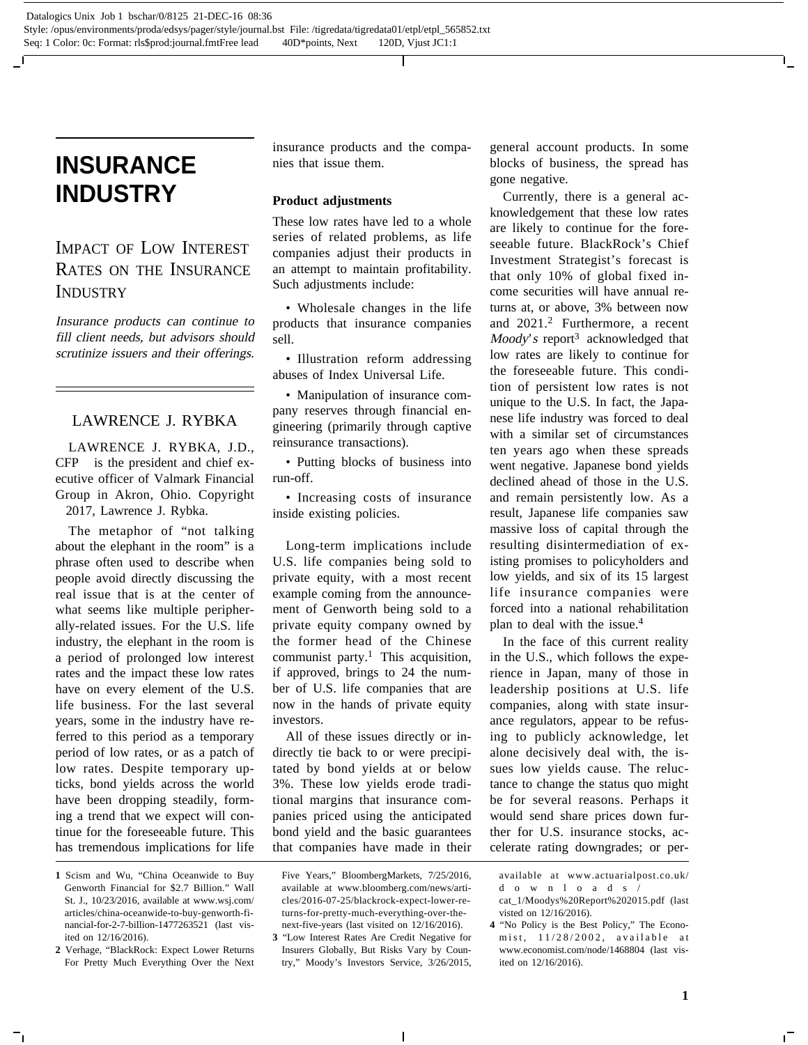# INSURANCE INDUSTRY

## Impact of Low Interest Rates on the Insurance Industry

*Insurance products can continue to fill client needs, but advisors should scrutinize issuers and their offerings.*

LAWRENCE J. RYBKA

LAWRENCE J. RYBKA, J.D., CFP is the president and chief executive officer of Valmark Financial Group in Akron, Ohio. Copyright 2017, Lawrence J. Rybka.

The metaphor of "not talking about the elephant in the room" is a phrase often used to describe when people avoid directly discussing the real issue that is at the center of what seems like multiple peripherally-related issues. For the U.S. life industry, the elephant in the room is a period of prolonged low interest rates and the impact these low rates have on every element of the U.S. life business. For the last several years, some in the industry have referred to this period as a temporary period of low rates, or as a patch of low rates. Despite temporary upticks, bond yields across the world have been dropping steadily, forming a trend that we expect will continue for the foreseeable future. This has tremendous implications for life insurance products and the companies that issue them.

### Product adjustments

These low rates have led to a whole series of related problems, as life companies adjust their products in an attempt to maintain profitability. Such adjustments include:

- Wholesale changes in the life products that insurance companies sell.
- Illustration reform addressing abuses of Index Universal Life.
- Manipulation of insurance company reserves through financial engineering (primarily through captive reinsurance transactions).
- Putting blocks of business into run-off.
- Increasing costs of insurance inside existing policies.

Long-term implications include U.S. life companies being sold to private equity, with a most recent example coming from the announcement of Genworth being sold to a private equity company owned by the former head of the Chinese communist party.[1] This acquisition, if approved, brings to 24 the number of U.S. life companies that are now in the hands of private equity investors.

All of these issues directly or indirectly tie back to or were precipitated by bond yields at or below 3%. These low yields erode traditional margins that insurance companies priced using the anticipated bond yield and the basic guarantees that companies have made in their general account products. In some blocks of business, the spread has gone negative.

Currently, there is a general acknowledgement that these low rates are likely to continue for the foreseeable future. BlackRock's Chief Investment Strategist's forecast is that only 10% of global fixed income securities will have annual returns at, or above, 3% between now and 2021.[2] Furthermore, a recent *Moody's* report[3] acknowledged that low rates are likely to continue for the foreseeable future. This condition of persistent low rates is not unique to the U.S. In fact, the Japanese life industry was forced to deal with a similar set of circumstances ten years ago when these spreads went negative. Japanese bond yields declined ahead of those in the U.S. and remain persistently low. As a result, Japanese life companies saw massive loss of capital through the resulting disintermediation of existing promises to policyholders and low yields, and six of its 15 largest life insurance companies were forced into a national rehabilitation plan to deal with the issue.[4]

In the face of this current reality in the U.S., which follows the experience in Japan, many of those in leadership positions at U.S. life companies, along with state insurance regulators, appear to be refusing to publicly acknowledge, let alone decisively deal with, the issues low yields cause. The reluctance to change the status quo might be for several reasons. Perhaps it would send share prices down further for U.S. insurance stocks, accelerate rating downgrades; or per-

---

1 Scism and Wu, "China Oceanwide to Buy Genworth Financial for $2.7 Billion." Wall St. J., 10/23/2016, available at www.wsj.com/articles/china-oceanwide-to-buy-genworth-financial-for-2-7-billion-1477263521 (last visited on 12/16/2016).

2 Verhage, "BlackRock: Expect Lower Returns For Pretty Much Everything Over the Next Five Years," BloombergMarkets, 7/25/2016, available at www.bloomberg.com/news/articles/2016-07-25/blackrock-expect-lower-returns-for-pretty-much-everything-over-the-next-five-years (last visited on 12/16/2016).

3 "Low Interest Rates Are Credit Negative for Insurers Globally, But Risks Vary by Country," Moody's Investors Service, 3/26/2015, available at www.actuarialpost.co.uk/downloads/cat_1/Moodys%20Report%202015.pdf (last visted on 12/16/2016).

4 "No Policy is the Best Policy," The Economist, 11/28/2002, available at www.economist.com/node/1468804 (last visited on 12/16/2016).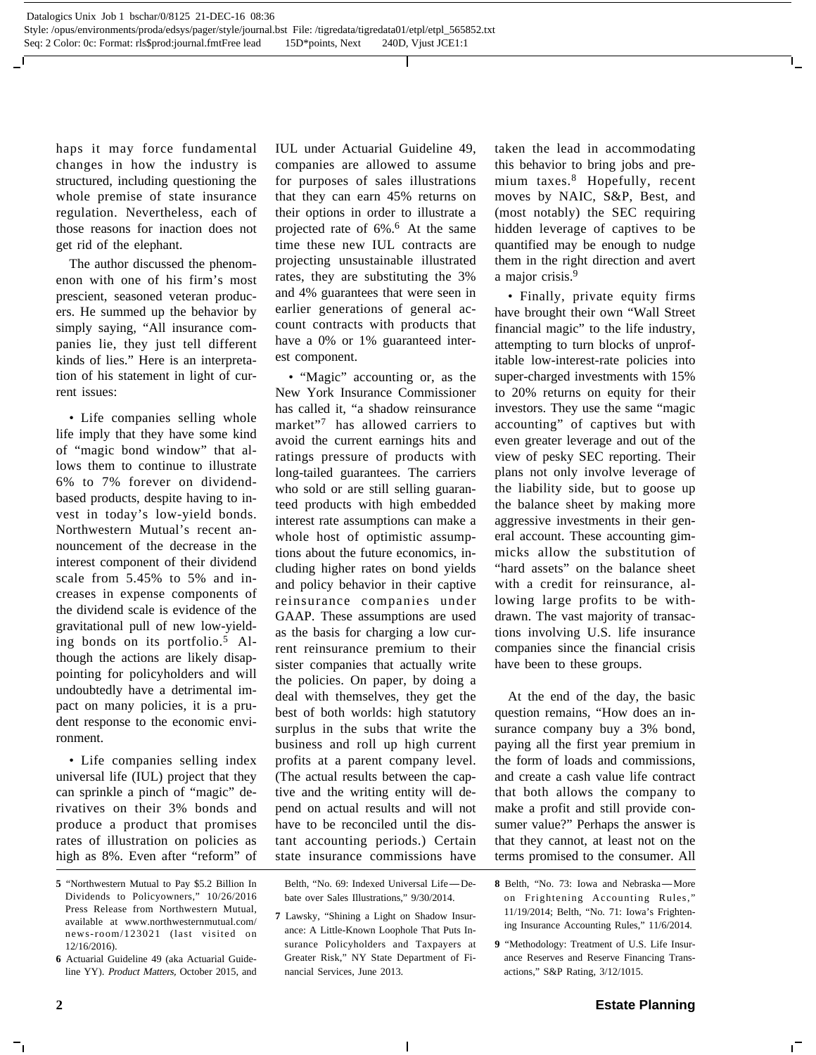haps it may force fundamental changes in how the industry is structured, including questioning the whole premise of state insurance regulation. Nevertheless, each of those reasons for inaction does not get rid of the elephant.

The author discussed the phenomenon with one of his firm's most prescient, seasoned veteran producers. He summed up the behavior by simply saying, "All insurance companies lie, they just tell different kinds of lies." Here is an interpretation of his statement in light of current issues:

- Life companies selling whole life imply that they have some kind of "magic bond window" that allows them to continue to illustrate 6% to 7% forever on dividend-based products, despite having to invest in today's low-yield bonds. Northwestern Mutual's recent announcement of the decrease in the interest component of their dividend scale from 5.45% to 5% and increases in expense components of the dividend scale is evidence of the gravitational pull of new low-yielding bonds on its portfolio.[5] Although the actions are likely disappointing for policyholders and will undoubtedly have a detrimental impact on many policies, it is a prudent response to the economic environment.

- Life companies selling index universal life (IUL) project that they can sprinkle a pinch of "magic" derivatives on their 3% bonds and produce a product that promises rates of illustration on policies as high as 8%. Even after "reform" of IUL under Actuarial Guideline 49, companies are allowed to assume for purposes of sales illustrations that they can earn 45% returns on their options in order to illustrate a projected rate of 6%.[6] At the same time these new IUL contracts are projecting unsustainable illustrated rates, they are substituting the 3% and 4% guarantees that were seen in earlier generations of general account contracts with products that have a 0% or 1% guaranteed interest component.

- "Magic" accounting or, as the New York Insurance Commissioner has called it, "a shadow reinsurance market"[7] has allowed carriers to avoid the current earnings hits and ratings pressure of products with long-tailed guarantees. The carriers who sold or are still selling guaranteed products with high embedded interest rate assumptions can make a whole host of optimistic assumptions about the future economics, including higher rates on bond yields and policy behavior in their captive reinsurance companies under GAAP. These assumptions are used as the basis for charging a low current reinsurance premium to their sister companies that actually write the policies. On paper, by doing a deal with themselves, they get the best of both worlds: high statutory surplus in the subs that write the business and roll up high current profits at a parent company level. (The actual results between the captive and the writing entity will depend on actual results and will not have to be reconciled until the distant accounting periods.) Certain state insurance commissions have taken the lead in accommodating this behavior to bring jobs and premium taxes.[8] Hopefully, recent moves by NAIC, S&P, Best, and (most notably) the SEC requiring hidden leverage of captives to be quantified may be enough to nudge them in the right direction and avert a major crisis.[9]

- Finally, private equity firms have brought their own "Wall Street financial magic" to the life industry, attempting to turn blocks of unprofitable low-interest-rate policies into super-charged investments with 15% to 20% returns on equity for their investors. They use the same "magic accounting" of captives but with even greater leverage and out of the view of pesky SEC reporting. Their plans not only involve leverage of the liability side, but to goose up the balance sheet by making more aggressive investments in their general account. These accounting gimmicks allow the substitution of "hard assets" on the balance sheet with a credit for reinsurance, allowing large profits to be withdrawn. The vast majority of transactions involving U.S. life insurance companies since the financial crisis have been to these groups.

At the end of the day, the basic question remains, "How does an insurance company buy a 3% bond, paying all the first year premium in the form of loads and commissions, and create a cash value life contract that both allows the company to make a profit and still provide consumer value?" Perhaps the answer is that they cannot, at least not on the terms promised to the consumer. All

---

5 "Northwestern Mutual to Pay $5.2 Billion In Dividends to Policyowners," 10/26/2016 Press Release from Northwestern Mutual, available at www.northwesternmutual.com/news-room/123021 (last visited on 12/16/2016).

6 Actuarial Guideline 49 (aka Actuarial Guideline YY). *Product Matters,* October 2015, and Belth, "No. 69: Indexed Universal Life—Debate over Sales Illustrations," 9/30/2014.

7 Lawsky, "Shining a Light on Shadow Insurance: A Little-Known Loophole That Puts Insurance Policyholders and Taxpayers at Greater Risk," NY State Department of Financial Services, June 2013.

8 Belth, "No. 73: Iowa and Nebraska—More on Frightening Accounting Rules," 11/19/2014; Belth, "No. 71: Iowa's Frightening Insurance Accounting Rules," 11/6/2014.

9 "Methodology: Treatment of U.S. Life Insurance Reserves and Reserve Financing Transactions," S&P Rating, 3/12/1015.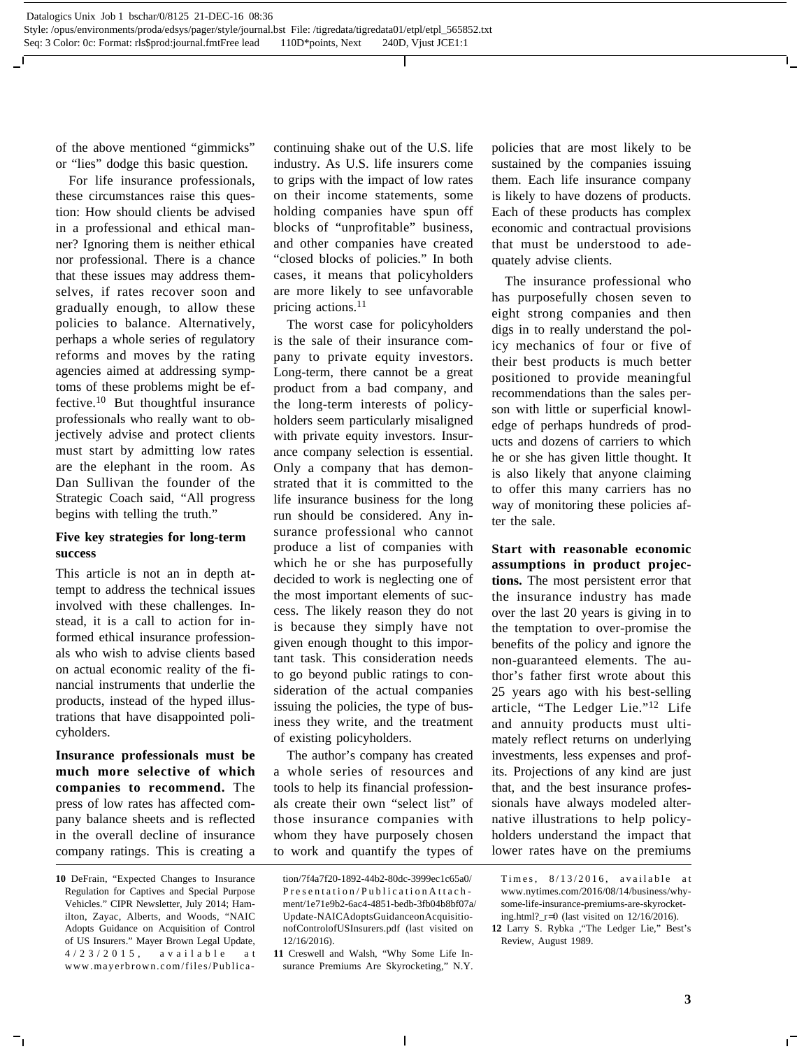of the above mentioned "gimmicks" or "lies" dodge this basic question.

For life insurance professionals, these circumstances raise this question: How should clients be advised in a professional and ethical manner? Ignoring them is neither ethical nor professional. There is a chance that these issues may address themselves, if rates recover soon and gradually enough, to allow these policies to balance. Alternatively, perhaps a whole series of regulatory reforms and moves by the rating agencies aimed at addressing symptoms of these problems might be effective.[10] But thoughtful insurance professionals who really want to objectively advise and protect clients must start by admitting low rates are the elephant in the room. As Dan Sullivan the founder of the Strategic Coach said, "All progress begins with telling the truth."

### Five key strategies for long-term success

This article is not an in depth attempt to address the technical issues involved with these challenges. Instead, it is a call to action for informed ethical insurance professionals who wish to advise clients based on actual economic reality of the financial instruments that underlie the products, instead of the hyped illustrations that have disappointed policyholders.

**Insurance professionals must be much more selective of which companies to recommend.** The press of low rates has affected company balance sheets and is reflected in the overall decline of insurance company ratings. This is creating a continuing shake out of the U.S. life industry. As U.S. life insurers come to grips with the impact of low rates on their income statements, some holding companies have spun off blocks of "unprofitable" business, and other companies have created "closed blocks of policies." In both cases, it means that policyholders are more likely to see unfavorable pricing actions.[11]

The worst case for policyholders is the sale of their insurance company to private equity investors. Long-term, there cannot be a great product from a bad company, and the long-term interests of policyholders seem particularly misaligned with private equity investors. Insurance company selection is essential. Only a company that has demonstrated that it is committed to the life insurance business for the long run should be considered. Any insurance professional who cannot produce a list of companies with which he or she has purposefully decided to work is neglecting one of the most important elements of success. The likely reason they do not is because they simply have not given enough thought to this important task. This consideration needs to go beyond public ratings to consideration of the actual companies issuing the policies, the type of business they write, and the treatment of existing policyholders.

The author's company has created a whole series of resources and tools to help its financial professionals create their own "select list" of those insurance companies with whom they have purposely chosen to work and quantify the types of policies that are most likely to be sustained by the companies issuing them. Each life insurance company is likely to have dozens of products. Each of these products has complex economic and contractual provisions that must be understood to adequately advise clients.

The insurance professional who has purposefully chosen seven to eight strong companies and then digs in to really understand the policy mechanics of four or five of their best products is much better positioned to provide meaningful recommendations than the sales person with little or superficial knowledge of perhaps hundreds of products and dozens of carriers to which he or she has given little thought. It is also likely that anyone claiming to offer this many carriers has no way of monitoring these policies after the sale.

**Start with reasonable economic assumptions in product projections.** The most persistent error that the insurance industry has made over the last 20 years is giving in to the temptation to over-promise the benefits of the policy and ignore the non-guaranteed elements. The author's father first wrote about this 25 years ago with his best-selling article, "The Ledger Lie."[12] Life and annuity products must ultimately reflect returns on underlying investments, less expenses and profits. Projections of any kind are just that, and the best insurance professionals have always modeled alternative illustrations to help policyholders understand the impact that lower rates have on the premiums

---

**10** DeFrain, "Expected Changes to Insurance Regulation for Captives and Special Purpose Vehicles." CIPR Newsletter, July 2014; Hamilton, Zayac, Alberts, and Woods, "NAIC Adopts Guidance on Acquisition of Control of US Insurers." Mayer Brown Legal Update, 4/23/2015, available at www.mayerbrown.com/files/Publication/7f4a7f20-1892-44b2-80dc-3999ec1c65a0/Presentation/PublicationAttachment/1e71e9b2-6ac4-4851-bedb-3fb04b8bf07a/Update-NAICAdoptsGuidanceonAcquisitionofControlofUSInsurers.pdf (last visited on 12/16/2016).

**11** Creswell and Walsh, "Why Some Life Insurance Premiums Are Skyrocketing," N.Y. Times, 8/13/2016, available at www.nytimes.com/2016/08/14/business/why-some-life-insurance-premiums-are-skyrocketing.html?_r=0 (last visited on 12/16/2016).

**12** Larry S. Rybka ,"The Ledger Lie," Best's Review, August 1989.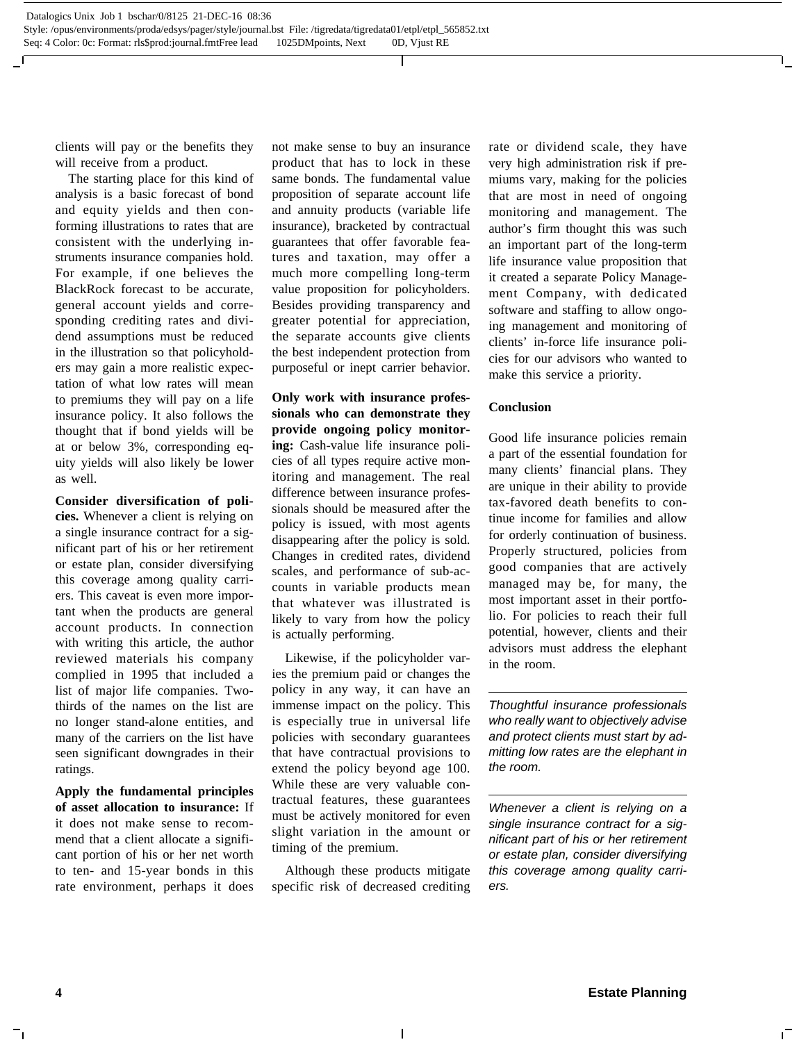clients will pay or the benefits they will receive from a product.

The starting place for this kind of analysis is a basic forecast of bond and equity yields and then conforming illustrations to rates that are consistent with the underlying instruments insurance companies hold. For example, if one believes the BlackRock forecast to be accurate, general account yields and corresponding crediting rates and dividend assumptions must be reduced in the illustration so that policyholders may gain a more realistic expectation of what low rates will mean to premiums they will pay on a life insurance policy. It also follows the thought that if bond yields will be at or below 3%, corresponding equity yields will also likely be lower as well.

**Consider diversification of policies.** Whenever a client is relying on a single insurance contract for a significant part of his or her retirement or estate plan, consider diversifying this coverage among quality carriers. This caveat is even more important when the products are general account products. In connection with writing this article, the author reviewed materials his company complied in 1995 that included a list of major life companies. Two-thirds of the names on the list are no longer stand-alone entities, and many of the carriers on the list have seen significant downgrades in their ratings.

**Apply the fundamental principles of asset allocation to insurance:** If it does not make sense to recommend that a client allocate a significant portion of his or her net worth to ten- and 15-year bonds in this rate environment, perhaps it does not make sense to buy an insurance product that has to lock in these same bonds. The fundamental value proposition of separate account life and annuity products (variable life insurance), bracketed by contractual guarantees that offer favorable features and taxation, may offer a much more compelling long-term value proposition for policyholders. Besides providing transparency and greater potential for appreciation, the separate accounts give clients the best independent protection from purposeful or inept carrier behavior.

**Only work with insurance professionals who can demonstrate they provide ongoing policy monitoring:** Cash-value life insurance policies of all types require active monitoring and management. The real difference between insurance professionals should be measured after the policy is issued, with most agents disappearing after the policy is sold. Changes in credited rates, dividend scales, and performance of sub-accounts in variable products mean that whatever was illustrated is likely to vary from how the policy is actually performing.

Likewise, if the policyholder varies the premium paid or changes the policy in any way, it can have an immense impact on the policy. This is especially true in universal life policies with secondary guarantees that have contractual provisions to extend the policy beyond age 100. While these are very valuable contractual features, these guarantees must be actively monitored for even slight variation in the amount or timing of the premium.

Although these products mitigate specific risk of decreased crediting rate or dividend scale, they have very high administration risk if premiums vary, making for the policies that are most in need of ongoing monitoring and management. The author's firm thought this was such an important part of the long-term life insurance value proposition that it created a separate Policy Management Company, with dedicated software and staffing to allow ongoing management and monitoring of clients' in-force life insurance policies for our advisors who wanted to make this service a priority.

## Conclusion

Good life insurance policies remain a part of the essential foundation for many clients' financial plans. They are unique in their ability to provide tax-favored death benefits to continue income for families and allow for orderly continuation of business. Properly structured, policies from good companies that are actively managed may be, for many, the most important asset in their portfolio. For policies to reach their full potential, however, clients and their advisors must address the elephant in the room.

---

*Thoughtful insurance professionals who really want to objectively advise and protect clients must start by admitting low rates are the elephant in the room.*

---

*Whenever a client is relying on a single insurance contract for a significant part of his or her retirement or estate plan, consider diversifying this coverage among quality carriers.*